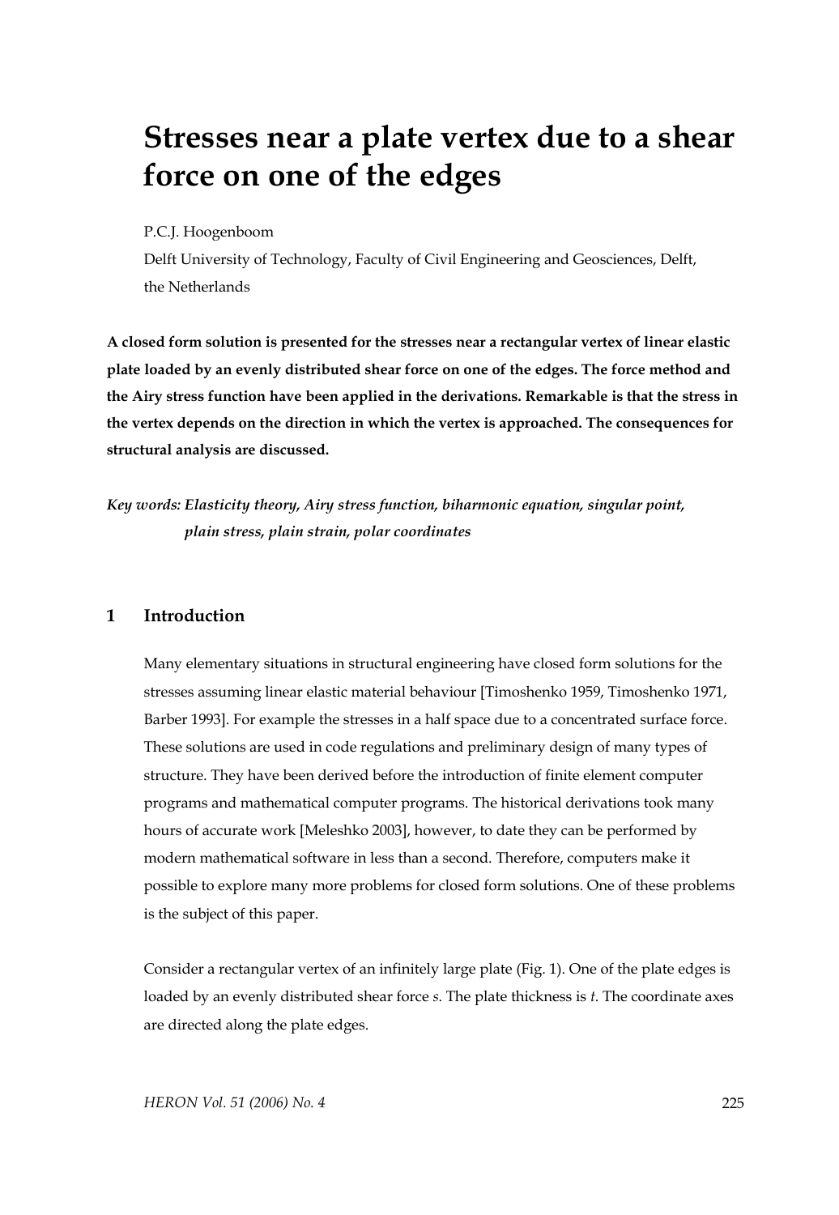# Stresses near a plate vertex due to a shear force on one of the edges

P.C.J. Hoogenboom

Delft University of Technology, Faculty of Civil Engineering and Geosciences, Delft, the Netherlands

**A closed form solution is presented for the stresses near a rectangular vertex of linear elastic plate loaded by an evenly distributed shear force on one of the edges. The force method and the Airy stress function have been applied in the derivations. Remarkable is that the stress in the vertex depends on the direction in which the vertex is approached. The consequences for structural analysis are discussed.**

***Key words: Elasticity theory, Airy stress function, biharmonic equation, singular point, plain stress, plain strain, polar coordinates***

## 1 Introduction

Many elementary situations in structural engineering have closed form solutions for the stresses assuming linear elastic material behaviour [Timoshenko 1959, Timoshenko 1971, Barber 1993]. For example the stresses in a half space due to a concentrated surface force. These solutions are used in code regulations and preliminary design of many types of structure. They have been derived before the introduction of finite element computer programs and mathematical computer programs. The historical derivations took many hours of accurate work [Meleshko 2003], however, to date they can be performed by modern mathematical software in less than a second. Therefore, computers make it possible to explore many more problems for closed form solutions. One of these problems is the subject of this paper.

Consider a rectangular vertex of an infinitely large plate (Fig. 1). One of the plate edges is loaded by an evenly distributed shear force $s$. The plate thickness is $t$. The coordinate axes are directed along the plate edges.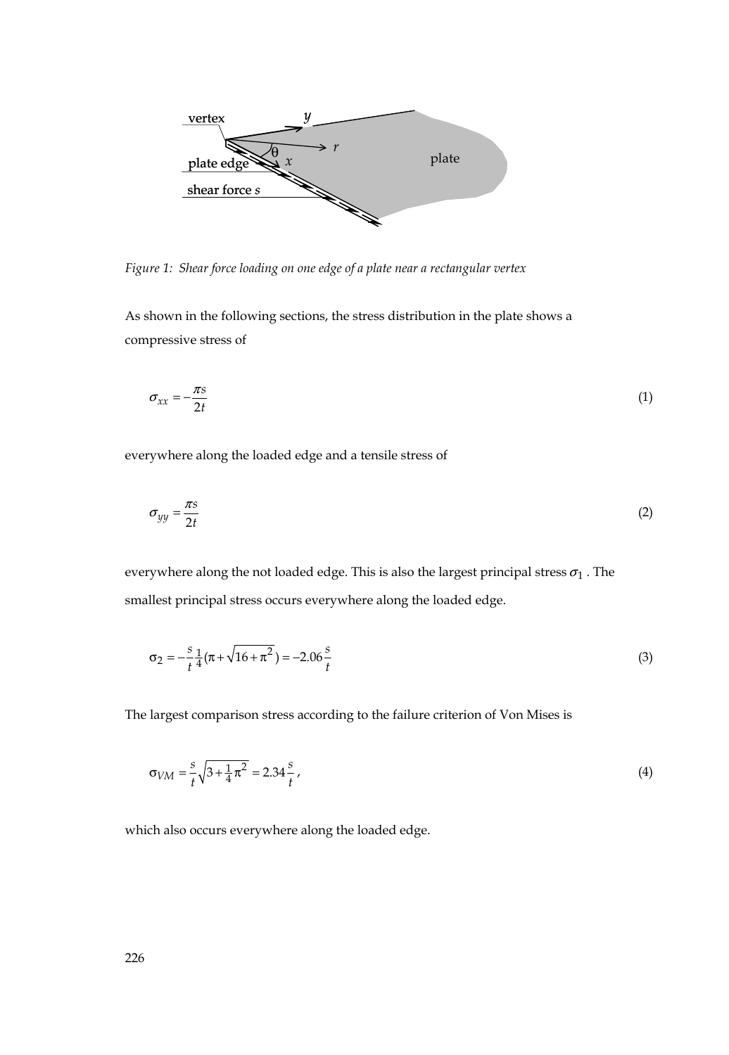Figure 1: Shear force loading on one edge of a plate near a rectangular vertex

As shown in the following sections, the stress distribution in the plate shows a compressive stress of

$$\sigma_{xx} = -\frac{\pi s}{2t} \tag{1}$$

everywhere along the loaded edge and a tensile stress of

$$\sigma_{yy} = \frac{\pi s}{2t} \tag{2}$$

everywhere along the not loaded edge. This is also the largest principal stress $\sigma_1$ . The smallest principal stress occurs everywhere along the loaded edge.

$$\sigma_2 = -\frac{s}{t}\frac{1}{4}(\pi + \sqrt{16+\pi^2}) = -2.06\frac{s}{t} \tag{3}$$

The largest comparison stress according to the failure criterion of Von Mises is

$$\sigma_{VM} = \frac{s}{t}\sqrt{3+\tfrac{1}{4}\pi^2} = 2.34\frac{s}{t}\,, \tag{4}$$

which also occurs everywhere along the loaded edge.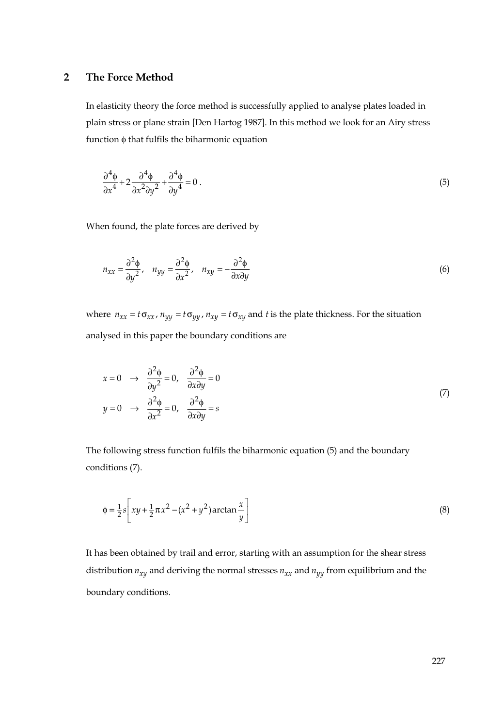## 2 The Force Method

In elasticity theory the force method is successfully applied to analyse plates loaded in plain stress or plane strain [Den Hartog 1987]. In this method we look for an Airy stress function $\phi$ that fulfils the biharmonic equation

$$\frac{\partial^4 \phi}{\partial x^4} + 2\frac{\partial^4 \phi}{\partial x^2 \partial y^2} + \frac{\partial^4 \phi}{\partial y^4} = 0\,. \tag{5}$$

When found, the plate forces are derived by

$$n_{xx} = \frac{\partial^2 \phi}{\partial y^2}, \quad n_{yy} = \frac{\partial^2 \phi}{\partial x^2}, \quad n_{xy} = -\frac{\partial^2 \phi}{\partial x \partial y} \tag{6}$$

where $n_{xx} = t\,\sigma_{xx}$, $n_{yy} = t\,\sigma_{yy}$, $n_{xy} = t\,\sigma_{xy}$ and $t$ is the plate thickness. For the situation analysed in this paper the boundary conditions are

$$\begin{aligned} x = 0 \quad &\rightarrow \quad \frac{\partial^2 \phi}{\partial y^2} = 0, \quad \frac{\partial^2 \phi}{\partial x \partial y} = 0 \\ y = 0 \quad &\rightarrow \quad \frac{\partial^2 \phi}{\partial x^2} = 0, \quad \frac{\partial^2 \phi}{\partial x \partial y} = s \end{aligned} \tag{7}$$

The following stress function fulfils the biharmonic equation (5) and the boundary conditions (7).

$$\phi = \tfrac{1}{2} s \left[ xy + \tfrac{1}{2}\pi x^2 - (x^2 + y^2)\arctan\frac{x}{y} \right] \tag{8}$$

It has been obtained by trail and error, starting with an assumption for the shear stress distribution $n_{xy}$ and deriving the normal stresses $n_{xx}$ and $n_{yy}$ from equilibrium and the boundary conditions.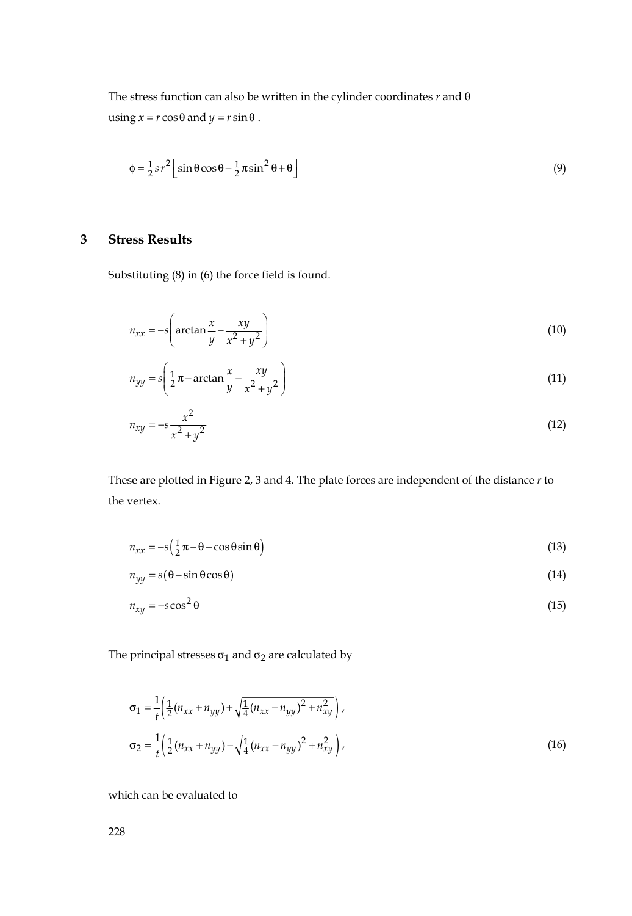The stress function can also be written in the cylinder coordinates $r$ and $\theta$ using $x = r\cos\theta$ and $y = r\sin\theta$.

$$\phi = \tfrac{1}{2} s r^2 \left[ \sin\theta\cos\theta - \tfrac{1}{2}\pi\sin^2\theta + \theta \right] \tag{9}$$

## 3 Stress Results

Substituting (8) in (6) the force field is found.

$$n_{xx} = -s\left( \arctan\frac{x}{y} - \frac{xy}{x^2+y^2} \right) \tag{10}$$

$$n_{yy} = s\left( \tfrac{1}{2}\pi - \arctan\frac{x}{y} - \frac{xy}{x^2+y^2} \right) \tag{11}$$

$$n_{xy} = -s\frac{x^2}{x^2+y^2} \tag{12}$$

These are plotted in Figure 2, 3 and 4. The plate forces are independent of the distance $r$ to the vertex.

$$n_{xx} = -s\left( \tfrac{1}{2}\pi - \theta - \cos\theta\sin\theta \right) \tag{13}$$

$$n_{yy} = s(\theta - \sin\theta\cos\theta) \tag{14}$$

$$n_{xy} = -s\cos^2\theta \tag{15}$$

The principal stresses $\sigma_1$ and $\sigma_2$ are calculated by

$$\sigma_1 = \frac{1}{t}\left( \tfrac{1}{2}(n_{xx}+n_{yy}) + \sqrt{\tfrac{1}{4}(n_{xx}-n_{yy})^2 + n_{xy}^2} \right),$$
$$\sigma_2 = \frac{1}{t}\left( \tfrac{1}{2}(n_{xx}+n_{yy}) - \sqrt{\tfrac{1}{4}(n_{xx}-n_{yy})^2 + n_{xy}^2} \right), \tag{16}$$

which can be evaluated to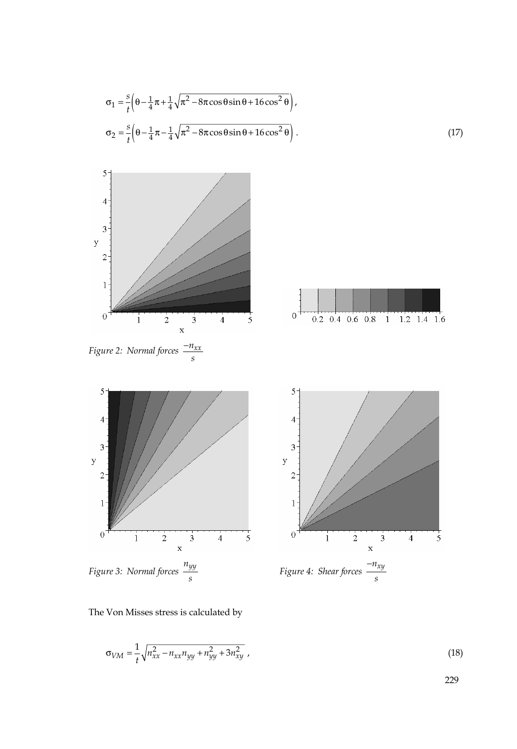$$\sigma_1 = \frac{s}{t}\left(\theta - \frac{1}{4}\pi + \frac{1}{4}\sqrt{\pi^2 - 8\pi\cos\theta\sin\theta + 16\cos^2\theta}\right),$$

$$\sigma_2 = \frac{s}{t}\left(\theta - \frac{1}{4}\pi - \frac{1}{4}\sqrt{\pi^2 - 8\pi\cos\theta\sin\theta + 16\cos^2\theta}\right). \tag{17}$$

*Figure 2: Normal forces* $\frac{-n_{xx}}{s}$

*Figure 3: Normal forces* $\frac{n_{yy}}{s}$

*Figure 4: Shear forces* $\frac{-n_{xy}}{s}$

The Von Misses stress is calculated by

$$\sigma_{VM} = \frac{1}{t}\sqrt{n_{xx}^2 - n_{xx}n_{yy} + n_{yy}^2 + 3n_{xy}^2}\,, \tag{18}$$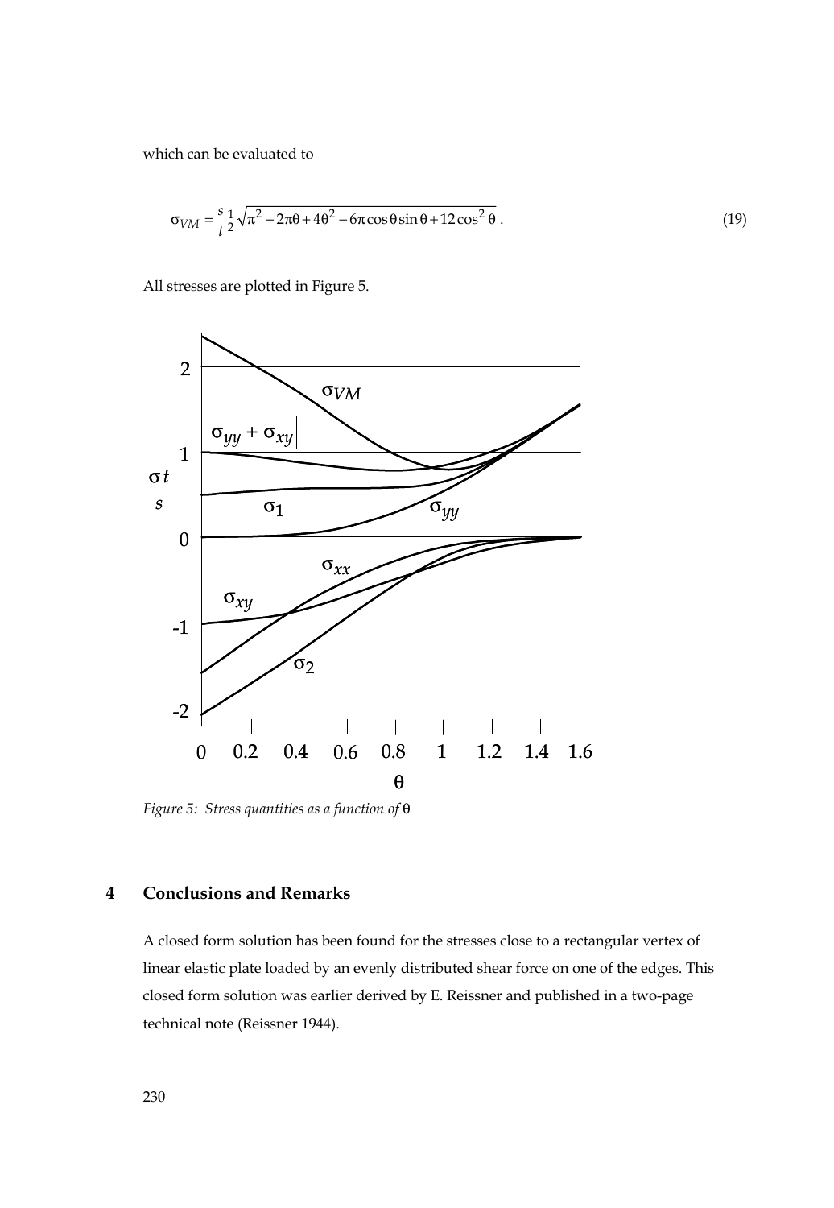which can be evaluated to

$$\sigma_{VM} = \frac{s}{t}\frac{1}{2}\sqrt{\pi^2 - 2\pi\theta + 4\theta^2 - 6\pi\cos\theta\sin\theta + 12\cos^2\theta}\,. \tag{19}$$

All stresses are plotted in Figure 5.

*Figure 5: Stress quantities as a function of* $\theta$

## 4 Conclusions and Remarks

A closed form solution has been found for the stresses close to a rectangular vertex of linear elastic plate loaded by an evenly distributed shear force on one of the edges. This closed form solution was earlier derived by E. Reissner and published in a two-page technical note (Reissner 1944).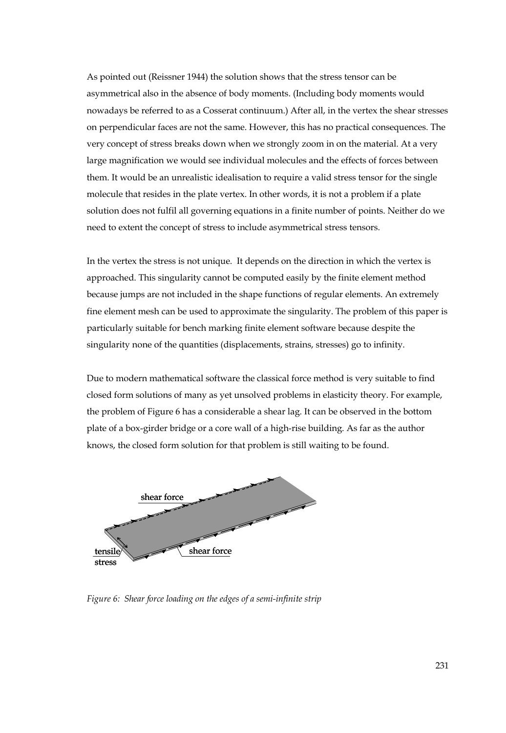As pointed out (Reissner 1944) the solution shows that the stress tensor can be asymmetrical also in the absence of body moments. (Including body moments would nowadays be referred to as a Cosserat continuum.) After all, in the vertex the shear stresses on perpendicular faces are not the same. However, this has no practical consequences. The very concept of stress breaks down when we strongly zoom in on the material. At a very large magnification we would see individual molecules and the effects of forces between them. It would be an unrealistic idealisation to require a valid stress tensor for the single molecule that resides in the plate vertex. In other words, it is not a problem if a plate solution does not fulfil all governing equations in a finite number of points. Neither do we need to extent the concept of stress to include asymmetrical stress tensors.

In the vertex the stress is not unique. It depends on the direction in which the vertex is approached. This singularity cannot be computed easily by the finite element method because jumps are not included in the shape functions of regular elements. An extremely fine element mesh can be used to approximate the singularity. The problem of this paper is particularly suitable for bench marking finite element software because despite the singularity none of the quantities (displacements, strains, stresses) go to infinity.

Due to modern mathematical software the classical force method is very suitable to find closed form solutions of many as yet unsolved problems in elasticity theory. For example, the problem of Figure 6 has a considerable a shear lag. It can be observed in the bottom plate of a box-girder bridge or a core wall of a high-rise building. As far as the author knows, the closed form solution for that problem is still waiting to be found.

shear force

tensile stress

shear force

*Figure 6: Shear force loading on the edges of a semi-infinite strip*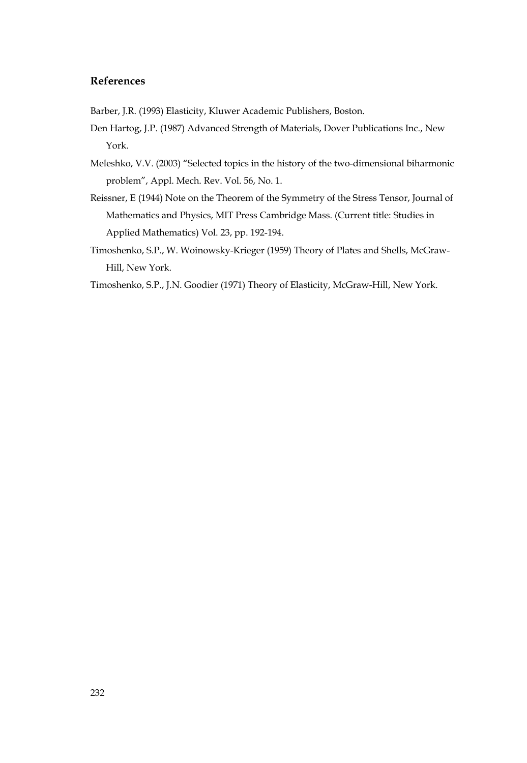## References

Barber, J.R. (1993) Elasticity, Kluwer Academic Publishers, Boston.

Den Hartog, J.P. (1987) Advanced Strength of Materials, Dover Publications Inc., New York.

Meleshko, V.V. (2003) “Selected topics in the history of the two-dimensional biharmonic problem”, Appl. Mech. Rev. Vol. 56, No. 1.

Reissner, E (1944) Note on the Theorem of the Symmetry of the Stress Tensor, Journal of Mathematics and Physics, MIT Press Cambridge Mass. (Current title: Studies in Applied Mathematics) Vol. 23, pp. 192-194.

Timoshenko, S.P., W. Woinowsky-Krieger (1959) Theory of Plates and Shells, McGraw-Hill, New York.

Timoshenko, S.P., J.N. Goodier (1971) Theory of Elasticity, McGraw-Hill, New York.